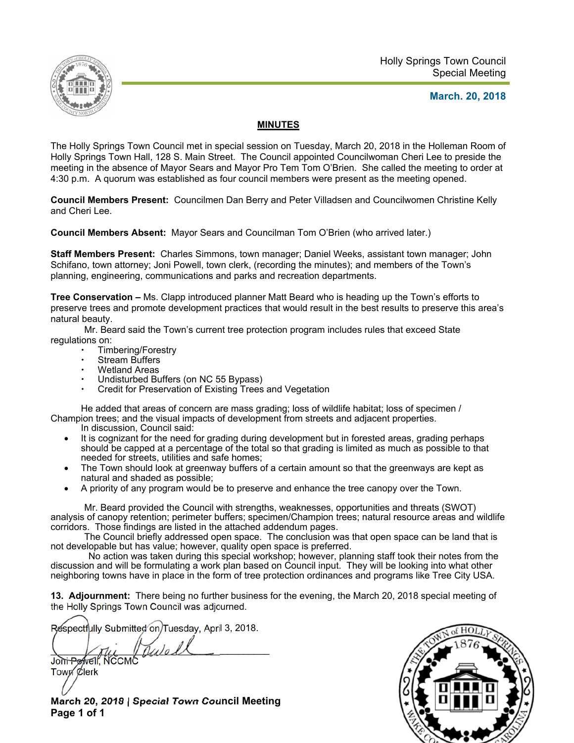Holly Springs Town Council
Special Meeting

**March. 20, 2018**

## MINUTES

The Holly Springs Town Council met in special session on Tuesday, March 20, 2018 in the Holleman Room of Holly Springs Town Hall, 128 S. Main Street. The Council appointed Councilwoman Cheri Lee to preside the meeting in the absence of Mayor Sears and Mayor Pro Tem Tom O'Brien. She called the meeting to order at 4:30 p.m. A quorum was established as four council members were present as the meeting opened.

**Council Members Present:** Councilmen Dan Berry and Peter Villadsen and Councilwomen Christine Kelly and Cheri Lee.

**Council Members Absent:** Mayor Sears and Councilman Tom O'Brien (who arrived later.)

**Staff Members Present:** Charles Simmons, town manager; Daniel Weeks, assistant town manager; John Schifano, town attorney; Joni Powell, town clerk, (recording the minutes); and members of the Town's planning, engineering, communications and parks and recreation departments.

**Tree Conservation –** Ms. Clapp introduced planner Matt Beard who is heading up the Town's efforts to preserve trees and promote development practices that would result in the best results to preserve this area's natural beauty.

Mr. Beard said the Town's current tree protection program includes rules that exceed State regulations on:

- Timbering/Forestry
- Stream Buffers
- Wetland Areas
- Undisturbed Buffers (on NC 55 Bypass)
- Credit for Preservation of Existing Trees and Vegetation

He added that areas of concern are mass grading; loss of wildlife habitat; loss of specimen / Champion trees; and the visual impacts of development from streets and adjacent properties.

In discussion, Council said:

- It is cognizant for the need for grading during development but in forested areas, grading perhaps should be capped at a percentage of the total so that grading is limited as much as possible to that needed for streets, utilities and safe homes;
- The Town should look at greenway buffers of a certain amount so that the greenways are kept as natural and shaded as possible;
- A priority of any program would be to preserve and enhance the tree canopy over the Town.

Mr. Beard provided the Council with strengths, weaknesses, opportunities and threats (SWOT) analysis of canopy retention; perimeter buffers; specimen/Champion trees; natural resource areas and wildlife corridors. Those findings are listed in the attached addendum pages.

The Council briefly addressed open space. The conclusion was that open space can be land that is not developable but has value; however, quality open space is preferred.

No action was taken during this special workshop; however, planning staff took their notes from the discussion and will be formulating a work plan based on Council input. They will be looking into what other neighboring towns have in place in the form of tree protection ordinances and programs like Tree City USA.

**13. Adjournment:** There being no further business for the evening, the March 20, 2018 special meeting of the Holly Springs Town Council was adjourned.

Respectfully Submitted on Tuesday, April 3, 2018.

Joni Powell, NCCMC
Town Clerk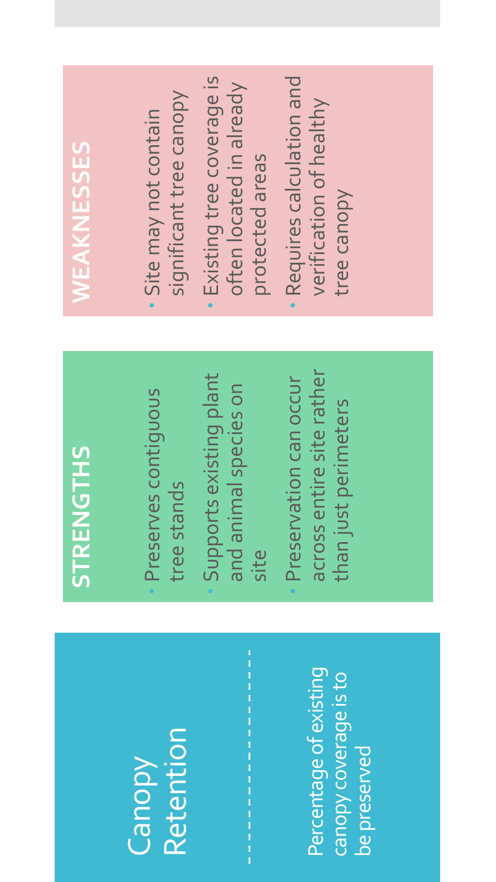## Canopy Retention

Percentage of existing canopy coverage is to be preserved

### STRENGTHS

- Preserves contiguous tree stands
- Supports existing plant and animal species on site
- Preservation can occur across entire site rather than just perimeters

### WEAKNESSES

- Site may not contain significant tree canopy
- Existing tree coverage is often located in already protected areas
- Requires calculation and verification of healthy tree canopy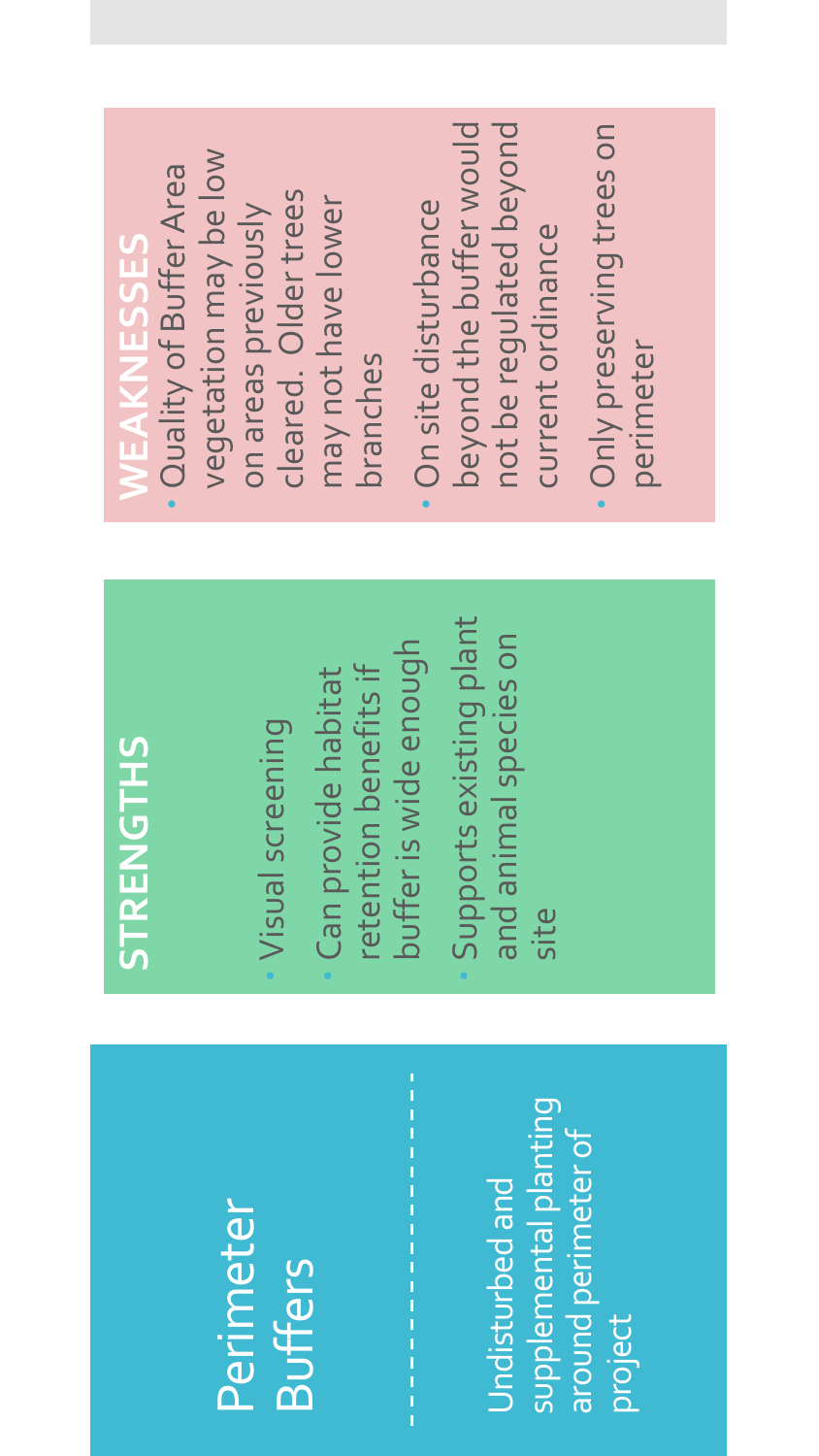## Perimeter Buffers

Undisturbed and supplemental planting around perimeter of project

### STRENGTHS

- Visual screening
- Can provide habitat retention benefits if buffer is wide enough
- Supports existing plant and animal species on site

### WEAKNESSES

- Quality of Buffer Area vegetation may be low on areas previously cleared. Older trees may not have lower branches
- On site disturbance beyond the buffer would not be regulated beyond current ordinance
- Only preserving trees on perimeter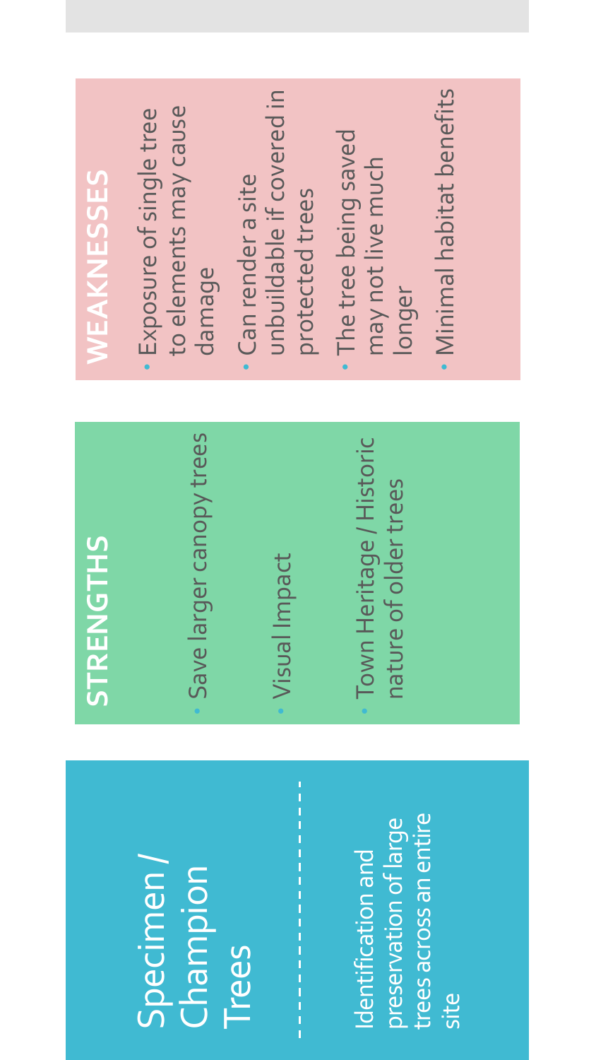## Specimen / Champion Trees

Identification and preservation of large trees across an entire site

### STRENGTHS

- Save larger canopy trees
- Visual Impact
- Town Heritage / Historic nature of older trees

### WEAKNESSES

- Exposure of single tree to elements may cause damage
- Can render a site unbuildable if covered in protected trees
- The tree being saved may not live much longer
- Minimal habitat benefits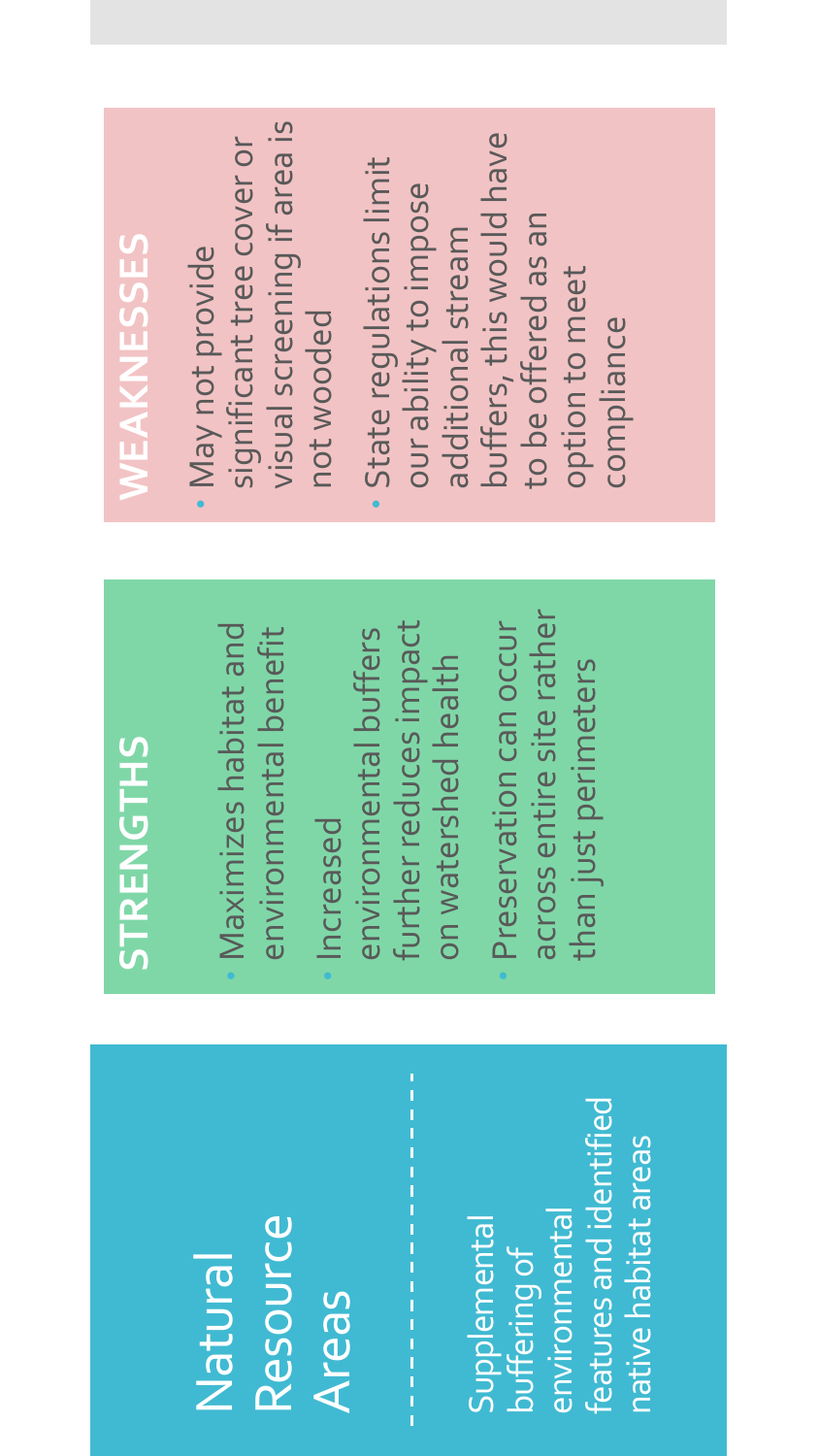# Natural Resource Areas

Supplemental buffering of environmental features and identified native habitat areas

## STRENGTHS

- Maximizes habitat and environmental benefit
- Increased environmental buffers further reduces impact on watershed health
- Preservation can occur across entire site rather than just perimeters

## WEAKNESSES

- May not provide significant tree cover or visual screening if area is not wooded
- State regulations limit our ability to impose additional stream buffers, this would have to be offered as an option to meet compliance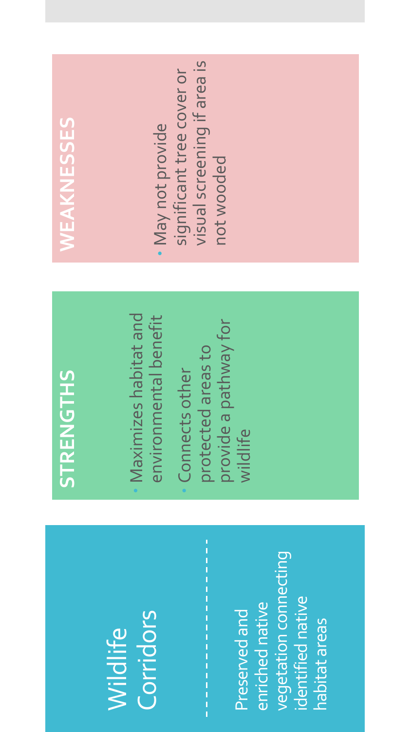## Wildlife Corridors

Preserved and enriched native vegetation connecting identified native habitat areas

### STRENGTHS

- Maximizes habitat and environmental benefit
- Connects other protected areas to provide a pathway for wildlife

### WEAKNESSES

- May not provide significant tree cover or visual screening if area is not wooded